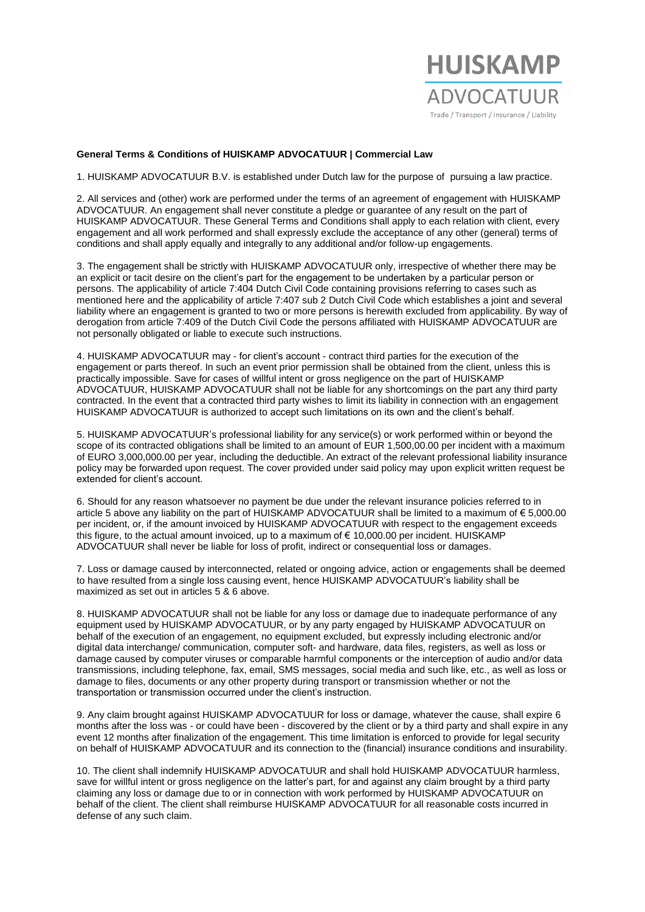HUISKAMP
ADVOCATUUR
Trade / Transport / Insurance / Liability

**General Terms & Conditions of HUISKAMP ADVOCATUUR | Commercial Law**

1. HUISKAMP ADVOCATUUR B.V. is established under Dutch law for the purpose of pursuing a law practice.

2. All services and (other) work are performed under the terms of an agreement of engagement with HUISKAMP ADVOCATUUR. An engagement shall never constitute a pledge or guarantee of any result on the part of HUISKAMP ADVOCATUUR. These General Terms and Conditions shall apply to each relation with client, every engagement and all work performed and shall expressly exclude the acceptance of any other (general) terms of conditions and shall apply equally and integrally to any additional and/or follow-up engagements.

3. The engagement shall be strictly with HUISKAMP ADVOCATUUR only, irrespective of whether there may be an explicit or tacit desire on the client's part for the engagement to be undertaken by a particular person or persons. The applicability of article 7:404 Dutch Civil Code containing provisions referring to cases such as mentioned here and the applicability of article 7:407 sub 2 Dutch Civil Code which establishes a joint and several liability where an engagement is granted to two or more persons is herewith excluded from applicability. By way of derogation from article 7:409 of the Dutch Civil Code the persons affiliated with HUISKAMP ADVOCATUUR are not personally obligated or liable to execute such instructions.

4. HUISKAMP ADVOCATUUR may - for client's account - contract third parties for the execution of the engagement or parts thereof. In such an event prior permission shall be obtained from the client, unless this is practically impossible. Save for cases of willful intent or gross negligence on the part of HUISKAMP ADVOCATUUR, HUISKAMP ADVOCATUUR shall not be liable for any shortcomings on the part any third party contracted. In the event that a contracted third party wishes to limit its liability in connection with an engagement HUISKAMP ADVOCATUUR is authorized to accept such limitations on its own and the client's behalf.

5. HUISKAMP ADVOCATUUR's professional liability for any service(s) or work performed within or beyond the scope of its contracted obligations shall be limited to an amount of EUR 1,500,00.00 per incident with a maximum of EURO 3,000,000.00 per year, including the deductible. An extract of the relevant professional liability insurance policy may be forwarded upon request. The cover provided under said policy may upon explicit written request be extended for client's account.

6. Should for any reason whatsoever no payment be due under the relevant insurance policies referred to in article 5 above any liability on the part of HUISKAMP ADVOCATUUR shall be limited to a maximum of € 5,000.00 per incident, or, if the amount invoiced by HUISKAMP ADVOCATUUR with respect to the engagement exceeds this figure, to the actual amount invoiced, up to a maximum of € 10,000.00 per incident. HUISKAMP ADVOCATUUR shall never be liable for loss of profit, indirect or consequential loss or damages.

7. Loss or damage caused by interconnected, related or ongoing advice, action or engagements shall be deemed to have resulted from a single loss causing event, hence HUISKAMP ADVOCATUUR's liability shall be maximized as set out in articles 5 & 6 above.

8. HUISKAMP ADVOCATUUR shall not be liable for any loss or damage due to inadequate performance of any equipment used by HUISKAMP ADVOCATUUR, or by any party engaged by HUISKAMP ADVOCATUUR on behalf of the execution of an engagement, no equipment excluded, but expressly including electronic and/or digital data interchange/ communication, computer soft- and hardware, data files, registers, as well as loss or damage caused by computer viruses or comparable harmful components or the interception of audio and/or data transmissions, including telephone, fax, email, SMS messages, social media and such like, etc., as well as loss or damage to files, documents or any other property during transport or transmission whether or not the transportation or transmission occurred under the client's instruction.

9. Any claim brought against HUISKAMP ADVOCATUUR for loss or damage, whatever the cause, shall expire 6 months after the loss was - or could have been - discovered by the client or by a third party and shall expire in any event 12 months after finalization of the engagement. This time limitation is enforced to provide for legal security on behalf of HUISKAMP ADVOCATUUR and its connection to the (financial) insurance conditions and insurability.

10. The client shall indemnify HUISKAMP ADVOCATUUR and shall hold HUISKAMP ADVOCATUUR harmless, save for willful intent or gross negligence on the latter's part, for and against any claim brought by a third party claiming any loss or damage due to or in connection with work performed by HUISKAMP ADVOCATUUR on behalf of the client. The client shall reimburse HUISKAMP ADVOCATUUR for all reasonable costs incurred in defense of any such claim.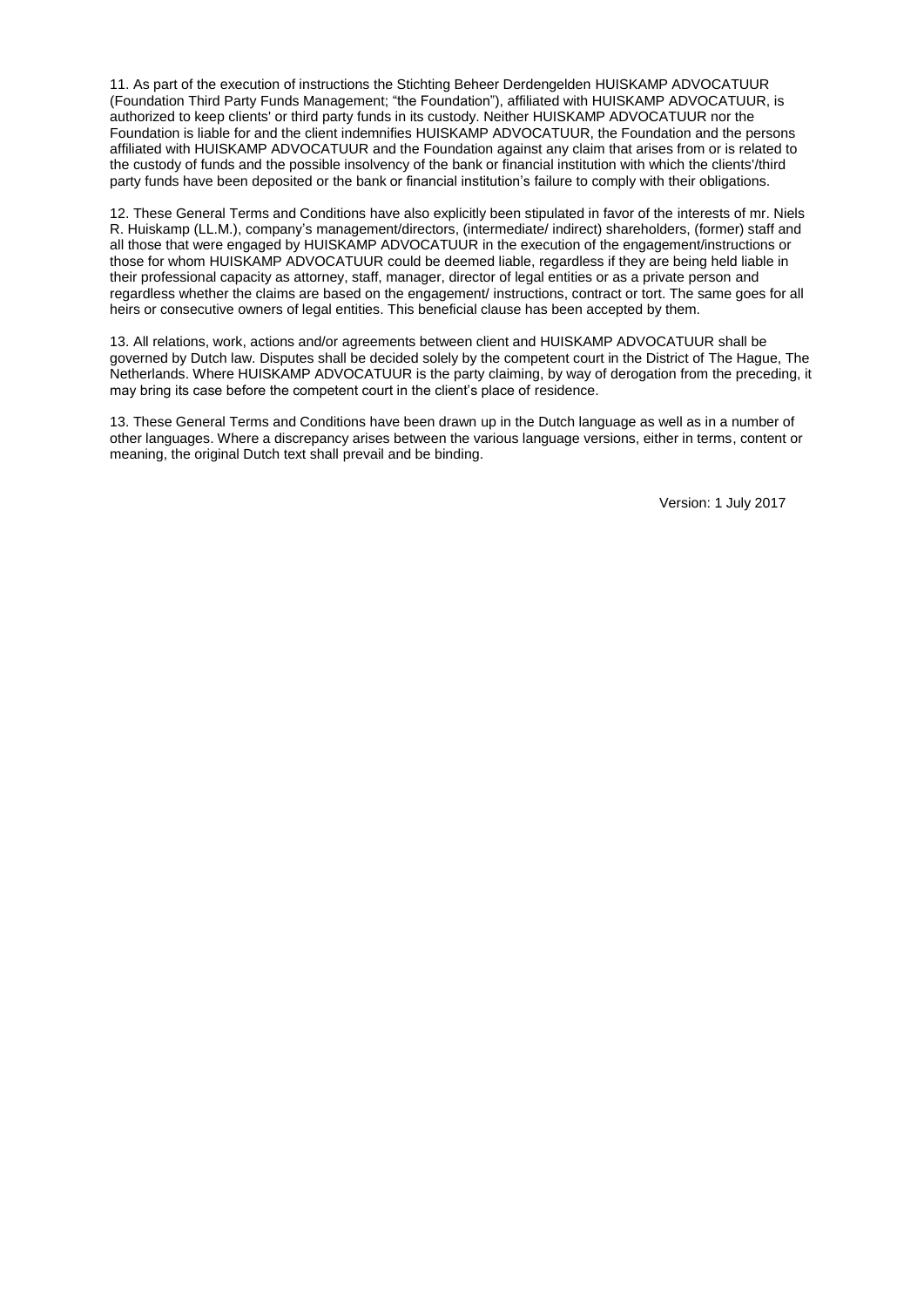11. As part of the execution of instructions the Stichting Beheer Derdengelden HUISKAMP ADVOCATUUR (Foundation Third Party Funds Management; “the Foundation”), affiliated with HUISKAMP ADVOCATUUR, is authorized to keep clients' or third party funds in its custody. Neither HUISKAMP ADVOCATUUR nor the Foundation is liable for and the client indemnifies HUISKAMP ADVOCATUUR, the Foundation and the persons affiliated with HUISKAMP ADVOCATUUR and the Foundation against any claim that arises from or is related to the custody of funds and the possible insolvency of the bank or financial institution with which the clients'/third party funds have been deposited or the bank or financial institution’s failure to comply with their obligations.

12. These General Terms and Conditions have also explicitly been stipulated in favor of the interests of mr. Niels R. Huiskamp (LL.M.), company’s management/directors, (intermediate/ indirect) shareholders, (former) staff and all those that were engaged by HUISKAMP ADVOCATUUR in the execution of the engagement/instructions or those for whom HUISKAMP ADVOCATUUR could be deemed liable, regardless if they are being held liable in their professional capacity as attorney, staff, manager, director of legal entities or as a private person and regardless whether the claims are based on the engagement/ instructions, contract or tort. The same goes for all heirs or consecutive owners of legal entities. This beneficial clause has been accepted by them.

13. All relations, work, actions and/or agreements between client and HUISKAMP ADVOCATUUR shall be governed by Dutch law. Disputes shall be decided solely by the competent court in the District of The Hague, The Netherlands. Where HUISKAMP ADVOCATUUR is the party claiming, by way of derogation from the preceding, it may bring its case before the competent court in the client’s place of residence.

13. These General Terms and Conditions have been drawn up in the Dutch language as well as in a number of other languages. Where a discrepancy arises between the various language versions, either in terms, content or meaning, the original Dutch text shall prevail and be binding.

Version: 1 July 2017